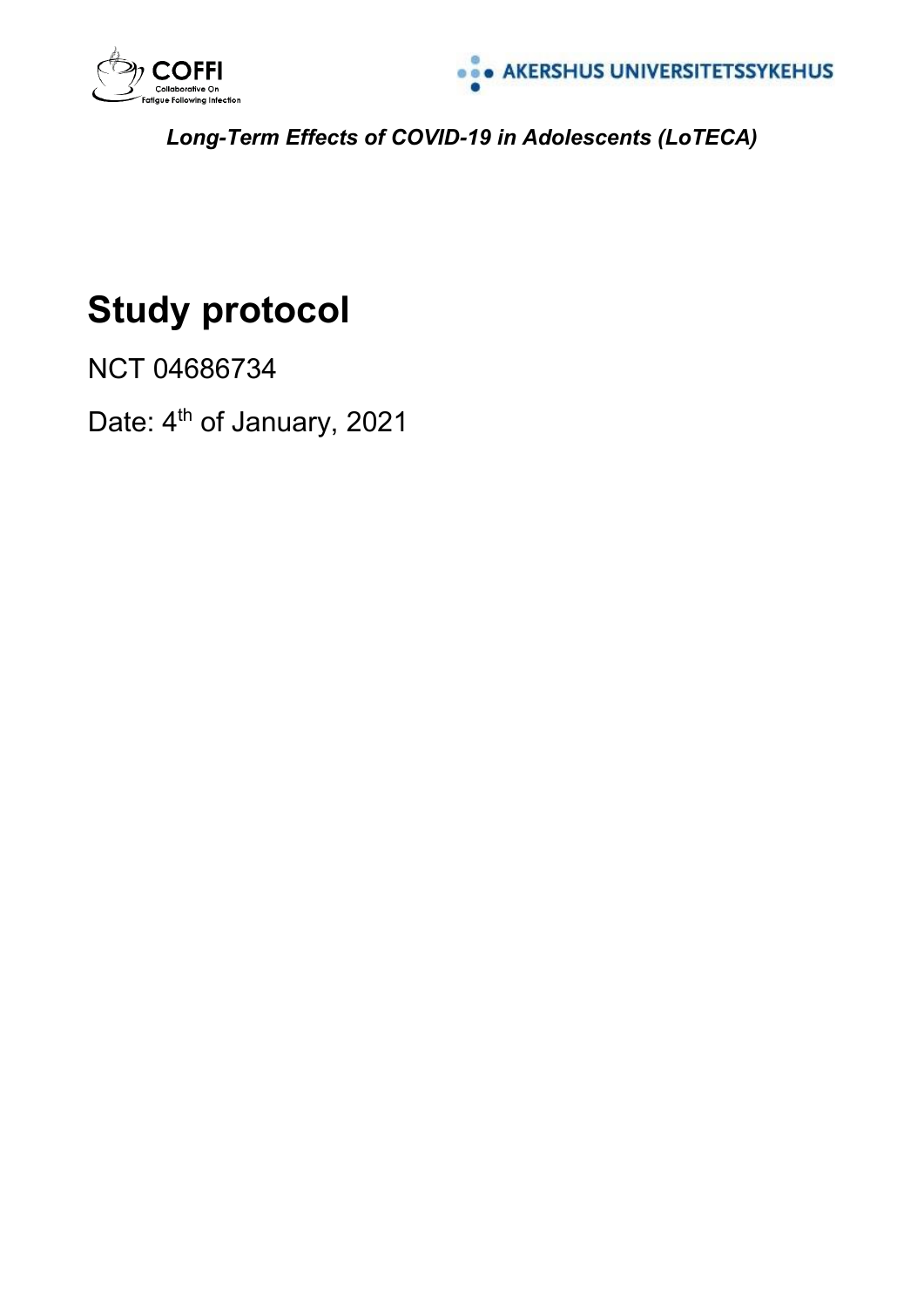COFFI

Collaborative On Fatigue Following Infection

AKERSHUS UNIVERSITETSSYKEHUS

*Long-Term Effects of COVID-19 in Adolescents (LoTECA)*

# Study protocol

NCT 04686734

Date: 4th of January, 2021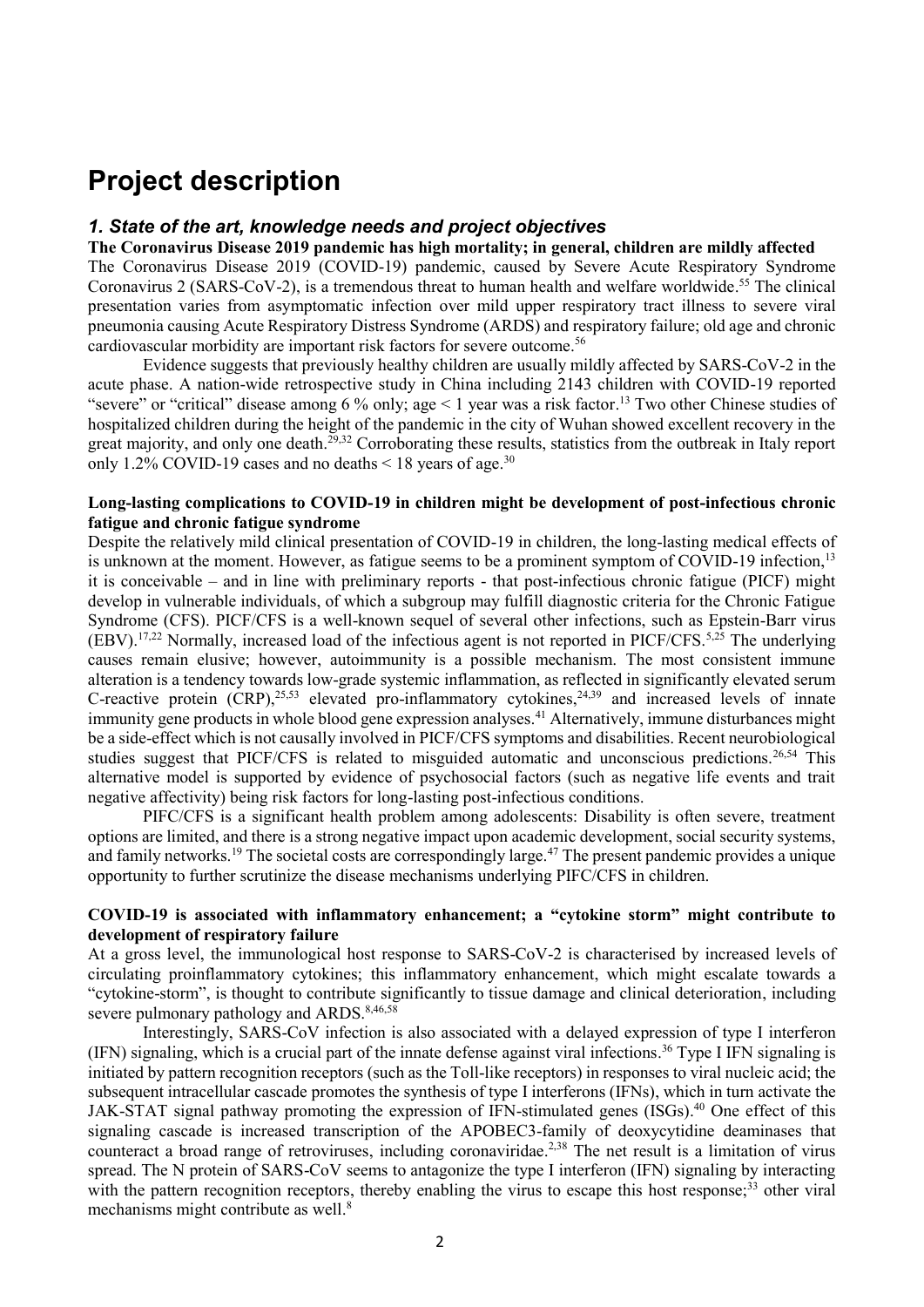# Project description

## *1. State of the art, knowledge needs and project objectives*

**The Coronavirus Disease 2019 pandemic has high mortality; in general, children are mildly affected**

The Coronavirus Disease 2019 (COVID-19) pandemic, caused by Severe Acute Respiratory Syndrome Coronavirus 2 (SARS-CoV-2), is a tremendous threat to human health and welfare worldwide.[55] The clinical presentation varies from asymptomatic infection over mild upper respiratory tract illness to severe viral pneumonia causing Acute Respiratory Distress Syndrome (ARDS) and respiratory failure; old age and chronic cardiovascular morbidity are important risk factors for severe outcome.[56]

Evidence suggests that previously healthy children are usually mildly affected by SARS-CoV-2 in the acute phase. A nation-wide retrospective study in China including 2143 children with COVID-19 reported "severe" or "critical" disease among 6 % only; age < 1 year was a risk factor.[13] Two other Chinese studies of hospitalized children during the height of the pandemic in the city of Wuhan showed excellent recovery in the great majority, and only one death.[29,32] Corroborating these results, statistics from the outbreak in Italy report only 1.2% COVID-19 cases and no deaths < 18 years of age.[30]

**Long-lasting complications to COVID-19 in children might be development of post-infectious chronic fatigue and chronic fatigue syndrome**

Despite the relatively mild clinical presentation of COVID-19 in children, the long-lasting medical effects of is unknown at the moment. However, as fatigue seems to be a prominent symptom of COVID-19 infection,[13] it is conceivable – and in line with preliminary reports - that post-infectious chronic fatigue (PICF) might develop in vulnerable individuals, of which a subgroup may fulfill diagnostic criteria for the Chronic Fatigue Syndrome (CFS). PICF/CFS is a well-known sequel of several other infections, such as Epstein-Barr virus (EBV).[17,22] Normally, increased load of the infectious agent is not reported in PICF/CFS.[5,25] The underlying causes remain elusive; however, autoimmunity is a possible mechanism. The most consistent immune alteration is a tendency towards low-grade systemic inflammation, as reflected in significantly elevated serum C-reactive protein (CRP),[25,53] elevated pro-inflammatory cytokines,[24,39] and increased levels of innate immunity gene products in whole blood gene expression analyses.[41] Alternatively, immune disturbances might be a side-effect which is not causally involved in PICF/CFS symptoms and disabilities. Recent neurobiological studies suggest that PICF/CFS is related to misguided automatic and unconscious predictions.[26,54] This alternative model is supported by evidence of psychosocial factors (such as negative life events and trait negative affectivity) being risk factors for long-lasting post-infectious conditions.

PIFC/CFS is a significant health problem among adolescents: Disability is often severe, treatment options are limited, and there is a strong negative impact upon academic development, social security systems, and family networks.[19] The societal costs are correspondingly large.[47] The present pandemic provides a unique opportunity to further scrutinize the disease mechanisms underlying PIFC/CFS in children.

**COVID-19 is associated with inflammatory enhancement; a "cytokine storm" might contribute to development of respiratory failure**

At a gross level, the immunological host response to SARS-CoV-2 is characterised by increased levels of circulating proinflammatory cytokines; this inflammatory enhancement, which might escalate towards a "cytokine-storm", is thought to contribute significantly to tissue damage and clinical deterioration, including severe pulmonary pathology and ARDS.[8,46,58]

Interestingly, SARS-CoV infection is also associated with a delayed expression of type I interferon (IFN) signaling, which is a crucial part of the innate defense against viral infections.[36] Type I IFN signaling is initiated by pattern recognition receptors (such as the Toll-like receptors) in responses to viral nucleic acid; the subsequent intracellular cascade promotes the synthesis of type I interferons (IFNs), which in turn activate the JAK-STAT signal pathway promoting the expression of IFN-stimulated genes (ISGs).[40] One effect of this signaling cascade is increased transcription of the APOBEC3-family of deoxycytidine deaminases that counteract a broad range of retroviruses, including coronaviridae.[2,38] The net result is a limitation of virus spread. The N protein of SARS-CoV seems to antagonize the type I interferon (IFN) signaling by interacting with the pattern recognition receptors, thereby enabling the virus to escape this host response;[33] other viral mechanisms might contribute as well.[8]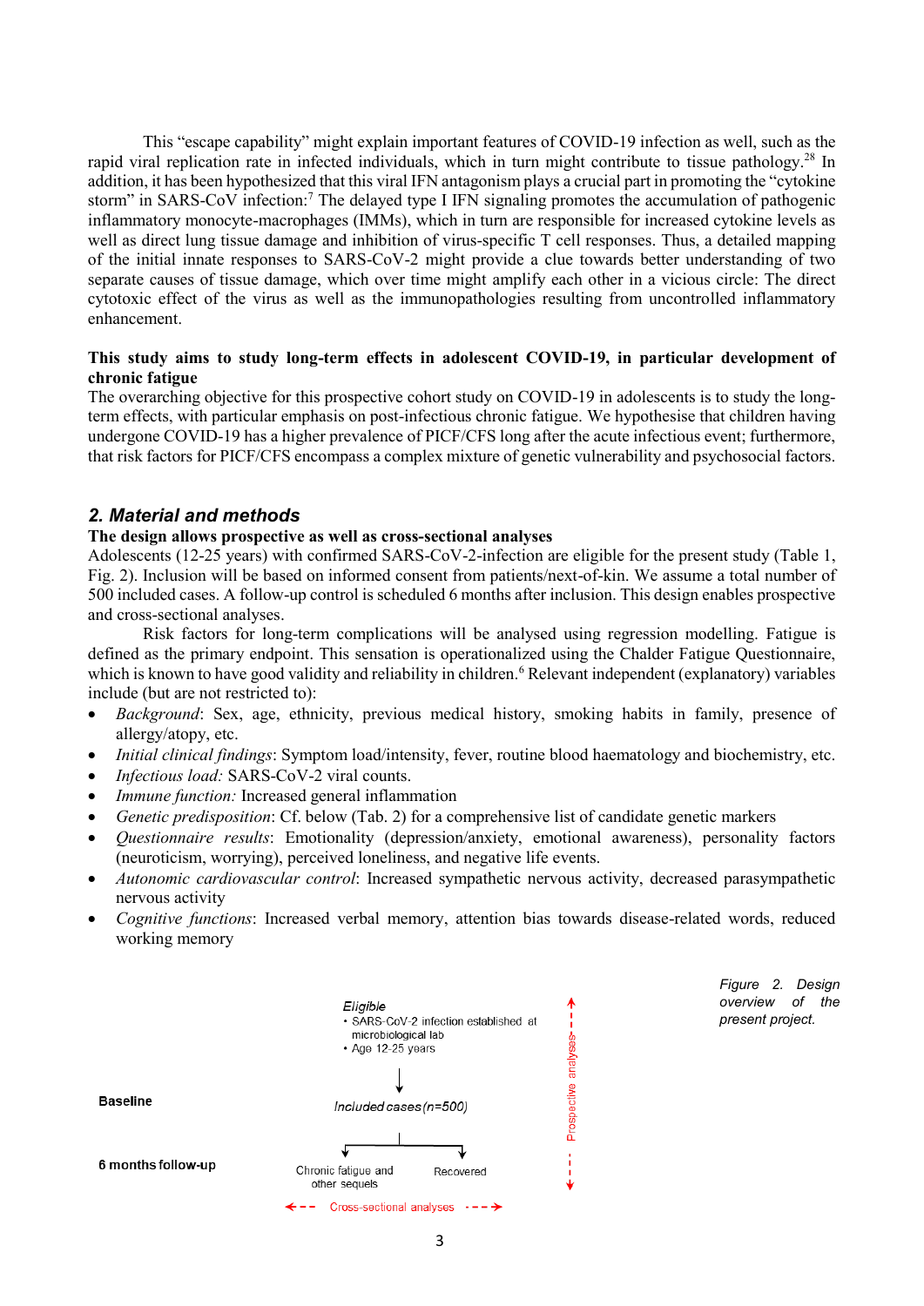This "escape capability" might explain important features of COVID-19 infection as well, such as the rapid viral replication rate in infected individuals, which in turn might contribute to tissue pathology.[28] In addition, it has been hypothesized that this viral IFN antagonism plays a crucial part in promoting the "cytokine storm" in SARS-CoV infection:[7] The delayed type I IFN signaling promotes the accumulation of pathogenic inflammatory monocyte-macrophages (IMMs), which in turn are responsible for increased cytokine levels as well as direct lung tissue damage and inhibition of virus-specific T cell responses. Thus, a detailed mapping of the initial innate responses to SARS-CoV-2 might provide a clue towards better understanding of two separate causes of tissue damage, which over time might amplify each other in a vicious circle: The direct cytotoxic effect of the virus as well as the immunopathologies resulting from uncontrolled inflammatory enhancement.

**This study aims to study long-term effects in adolescent COVID-19, in particular development of chronic fatigue**

The overarching objective for this prospective cohort study on COVID-19 in adolescents is to study the long-term effects, with particular emphasis on post-infectious chronic fatigue. We hypothesise that children having undergone COVID-19 has a higher prevalence of PICF/CFS long after the acute infectious event; furthermore, that risk factors for PICF/CFS encompass a complex mixture of genetic vulnerability and psychosocial factors.

## 2. Material and methods

**The design allows prospective as well as cross-sectional analyses**

Adolescents (12-25 years) with confirmed SARS-CoV-2-infection are eligible for the present study (Table 1, Fig. 2). Inclusion will be based on informed consent from patients/next-of-kin. We assume a total number of 500 included cases. A follow-up control is scheduled 6 months after inclusion. This design enables prospective and cross-sectional analyses.

Risk factors for long-term complications will be analysed using regression modelling. Fatigue is defined as the primary endpoint. This sensation is operationalized using the Chalder Fatigue Questionnaire, which is known to have good validity and reliability in children.[6] Relevant independent (explanatory) variables include (but are not restricted to):

- *Background*: Sex, age, ethnicity, previous medical history, smoking habits in family, presence of allergy/atopy, etc.
- *Initial clinical findings*: Symptom load/intensity, fever, routine blood haematology and biochemistry, etc.
- *Infectious load:* SARS-CoV-2 viral counts.
- *Immune function:* Increased general inflammation
- *Genetic predisposition*: Cf. below (Tab. 2) for a comprehensive list of candidate genetic markers
- *Questionnaire results*: Emotionality (depression/anxiety, emotional awareness), personality factors (neuroticism, worrying), perceived loneliness, and negative life events.
- *Autonomic cardiovascular control*: Increased sympathetic nervous activity, decreased parasympathetic nervous activity
- *Cognitive functions*: Increased verbal memory, attention bias towards disease-related words, reduced working memory

Baseline

6 months follow-up

Eligible
- SARS-CoV-2 infection established at microbiological lab
- Age 12-25 years

Included cases (n=500)

Chronic fatigue and other sequels

Recovered

Cross-sectional analyses

Prospective analyses

*Figure 2. Design overview of the present project.*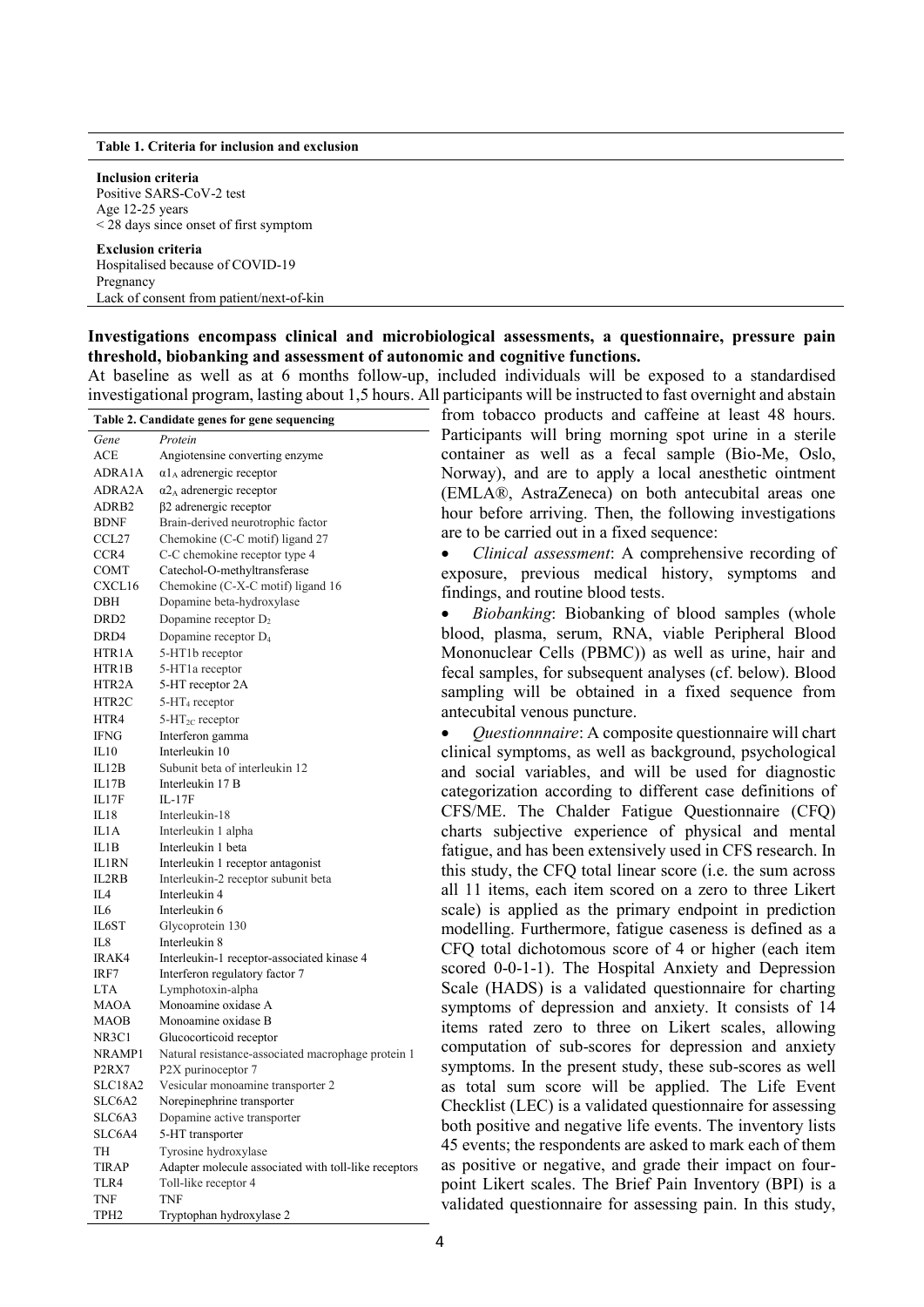**Table 1. Criteria for inclusion and exclusion**

| |
|---|
| **Inclusion criteria** |
| Positive SARS-CoV-2 test |
| Age 12-25 years |
| < 28 days since onset of first symptom |
| **Exclusion criteria** |
| Hospitalised because of COVID-19 |
| Pregnancy |
| Lack of consent from patient/next-of-kin |

**Investigations encompass clinical and microbiological assessments, a questionnaire, pressure pain threshold, biobanking and assessment of autonomic and cognitive functions.**

At baseline as well as at 6 months follow-up, included individuals will be exposed to a standardised investigational program, lasting about 1,5 hours. All participants will be instructed to fast overnight and abstain from tobacco products and caffeine at least 48 hours. Participants will bring morning spot urine in a sterile container as well as a fecal sample (Bio-Me, Oslo, Norway), and are to apply a local anesthetic ointment (EMLA®, AstraZeneca) on both antecubital areas one hour before arriving. Then, the following investigations are to be carried out in a fixed sequence:

- *Clinical assessment*: A comprehensive recording of exposure, previous medical history, symptoms and findings, and routine blood tests.
- *Biobanking*: Biobanking of blood samples (whole blood, plasma, serum, RNA, viable Peripheral Blood Mononuclear Cells (PBMC)) as well as urine, hair and fecal samples, for subsequent analyses (cf. below). Blood sampling will be obtained in a fixed sequence from antecubital venous puncture.
- *Questionnnaire*: A composite questionnaire will chart clinical symptoms, as well as background, psychological and social variables, and will be used for diagnostic categorization according to different case definitions of CFS/ME. The Chalder Fatigue Questionnaire (CFQ) charts subjective experience of physical and mental fatigue, and has been extensively used in CFS research. In this study, the CFQ total linear score (i.e. the sum across all 11 items, each item scored on a zero to three Likert scale) is applied as the primary endpoint in prediction modelling. Furthermore, fatigue caseness is defined as a CFQ total dichotomous score of 4 or higher (each item scored 0-0-1-1). The Hospital Anxiety and Depression Scale (HADS) is a validated questionnaire for charting symptoms of depression and anxiety. It consists of 14 items rated zero to three on Likert scales, allowing computation of sub-scores for depression and anxiety symptoms. In the present study, these sub-scores as well as total sum score will be applied. The Life Event Checklist (LEC) is a validated questionnaire for assessing both positive and negative life events. The inventory lists 45 events; the respondents are asked to mark each of them as positive or negative, and grade their impact on four-point Likert scales. The Brief Pain Inventory (BPI) is a validated questionnaire for assessing pain. In this study,

**Table 2. Candidate genes for gene sequencing**

| *Gene* | *Protein* |
|---|---|
| ACE | Angiotensine converting enzyme |
| ADRA1A | $\alpha 1_A$ adrenergic receptor |
| ADRA2A | $\alpha 2_A$ adrenergic receptor |
| ADRB2 | β2 adrenergic receptor |
| BDNF | Brain-derived neurotrophic factor |
| CCL27 | Chemokine (C-C motif) ligand 27 |
| CCR4 | C-C chemokine receptor type 4 |
| COMT | Catechol-O-methyltransferase |
| CXCL16 | Chemokine (C-X-C motif) ligand 16 |
| DBH | Dopamine beta-hydroxylase |
| DRD2 | Dopamine receptor $D_2$ |
| DRD4 | Dopamine receptor $D_4$ |
| HTR1A | 5-HT1b receptor |
| HTR1B | 5-HT1a receptor |
| HTR2A | 5-HT receptor 2A |
| HTR2C | 5-$HT_4$ receptor |
| HTR4 | 5-$HT_{2C}$ receptor |
| IFNG | Interferon gamma |
| IL10 | Interleukin 10 |
| IL12B | Subunit beta of interleukin 12 |
| IL17B | Interleukin 17 B |
| IL17F | IL-17F |
| IL18 | Interleukin-18 |
| IL1A | Interleukin 1 alpha |
| IL1B | Interleukin 1 beta |
| IL1RN | Interleukin 1 receptor antagonist |
| IL2RB | Interleukin-2 receptor subunit beta |
| IL4 | Interleukin 4 |
| IL6 | Interleukin 6 |
| IL6ST | Glycoprotein 130 |
| IL8 | Interleukin 8 |
| IRAK4 | Interleukin-1 receptor-associated kinase 4 |
| IRF7 | Interferon regulatory factor 7 |
| LTA | Lymphotoxin-alpha |
| MAOA | Monoamine oxidase A |
| MAOB | Monoamine oxidase B |
| NR3C1 | Glucocorticoid receptor |
| NRAMP1 | Natural resistance-associated macrophage protein 1 |
| P2RX7 | P2X purinoceptor 7 |
| SLC18A2 | Vesicular monoamine transporter 2 |
| SLC6A2 | Norepinephrine transporter |
| SLC6A3 | Dopamine active transporter |
| SLC6A4 | 5-HT transporter |
| TH | Tyrosine hydroxylase |
| TIRAP | Adapter molecule associated with toll-like receptors |
| TLR4 | Toll-like receptor 4 |
| TNF | TNF |
| TPH2 | Tryptophan hydroxylase 2 |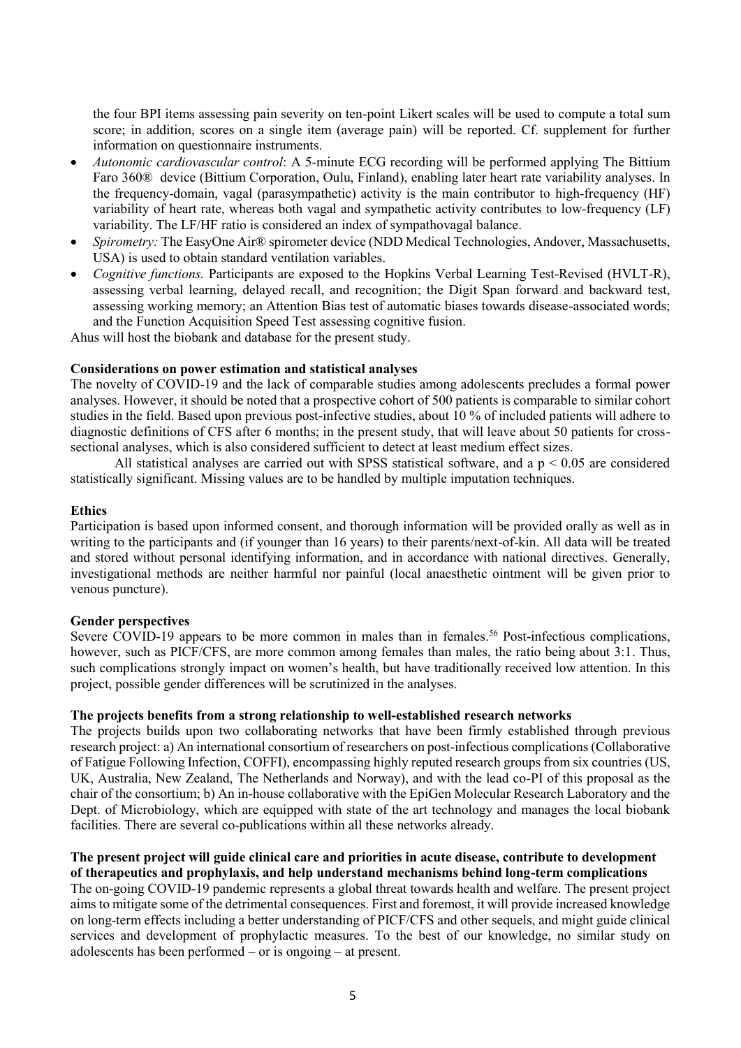the four BPI items assessing pain severity on ten-point Likert scales will be used to compute a total sum score; in addition, scores on a single item (average pain) will be reported. Cf. supplement for further information on questionnaire instruments.

- *Autonomic cardiovascular control*: A 5-minute ECG recording will be performed applying The Bittium Faro 360® device (Bittium Corporation, Oulu, Finland), enabling later heart rate variability analyses. In the frequency-domain, vagal (parasympathetic) activity is the main contributor to high-frequency (HF) variability of heart rate, whereas both vagal and sympathetic activity contributes to low-frequency (LF) variability. The LF/HF ratio is considered an index of sympathovagal balance.
- *Spirometry:* The EasyOne Air® spirometer device (NDD Medical Technologies, Andover, Massachusetts, USA) is used to obtain standard ventilation variables.
- *Cognitive functions.* Participants are exposed to the Hopkins Verbal Learning Test-Revised (HVLT-R), assessing verbal learning, delayed recall, and recognition; the Digit Span forward and backward test, assessing working memory; an Attention Bias test of automatic biases towards disease-associated words; and the Function Acquisition Speed Test assessing cognitive fusion.

Ahus will host the biobank and database for the present study.

**Considerations on power estimation and statistical analyses**

The novelty of COVID-19 and the lack of comparable studies among adolescents precludes a formal power analyses. However, it should be noted that a prospective cohort of 500 patients is comparable to similar cohort studies in the field. Based upon previous post-infective studies, about 10 % of included patients will adhere to diagnostic definitions of CFS after 6 months; in the present study, that will leave about 50 patients for cross-sectional analyses, which is also considered sufficient to detect at least medium effect sizes.

All statistical analyses are carried out with SPSS statistical software, and a $p < 0.05$ are considered statistically significant. Missing values are to be handled by multiple imputation techniques.

**Ethics**

Participation is based upon informed consent, and thorough information will be provided orally as well as in writing to the participants and (if younger than 16 years) to their parents/next-of-kin. All data will be treated and stored without personal identifying information, and in accordance with national directives. Generally, investigational methods are neither harmful nor painful (local anaesthetic ointment will be given prior to venous puncture).

**Gender perspectives**

Severe COVID-19 appears to be more common in males than in females.[56] Post-infectious complications, however, such as PICF/CFS, are more common among females than males, the ratio being about 3:1. Thus, such complications strongly impact on women's health, but have traditionally received low attention. In this project, possible gender differences will be scrutinized in the analyses.

**The projects benefits from a strong relationship to well-established research networks**

The projects builds upon two collaborating networks that have been firmly established through previous research project: a) An international consortium of researchers on post-infectious complications (Collaborative of Fatigue Following Infection, COFFI), encompassing highly reputed research groups from six countries (US, UK, Australia, New Zealand, The Netherlands and Norway), and with the lead co-PI of this proposal as the chair of the consortium; b) An in-house collaborative with the EpiGen Molecular Research Laboratory and the Dept. of Microbiology, which are equipped with state of the art technology and manages the local biobank facilities. There are several co-publications within all these networks already.

**The present project will guide clinical care and priorities in acute disease, contribute to development of therapeutics and prophylaxis, and help understand mechanisms behind long-term complications**

The on-going COVID-19 pandemic represents a global threat towards health and welfare. The present project aims to mitigate some of the detrimental consequences. First and foremost, it will provide increased knowledge on long-term effects including a better understanding of PICF/CFS and other sequels, and might guide clinical services and development of prophylactic measures. To the best of our knowledge, no similar study on adolescents has been performed – or is ongoing – at present.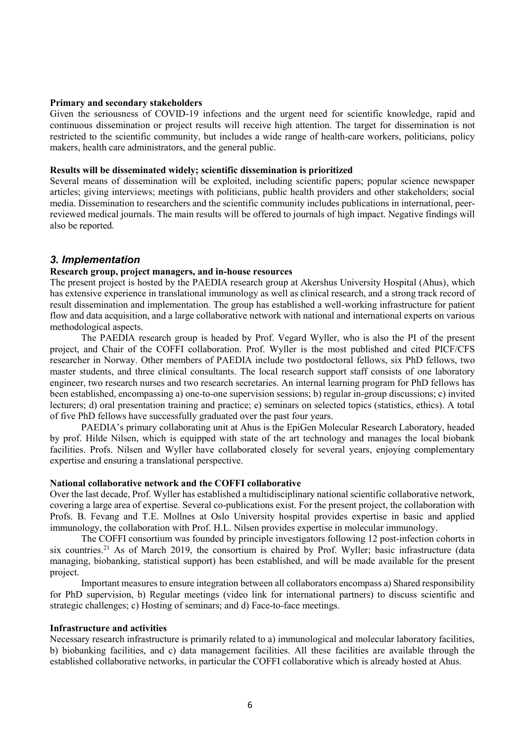**Primary and secondary stakeholders**

Given the seriousness of COVID-19 infections and the urgent need for scientific knowledge, rapid and continuous dissemination or project results will receive high attention. The target for dissemination is not restricted to the scientific community, but includes a wide range of health-care workers, politicians, policy makers, health care administrators, and the general public.

**Results will be disseminated widely; scientific dissemination is prioritized**

Several means of dissemination will be exploited, including scientific papers; popular science newspaper articles; giving interviews; meetings with politicians, public health providers and other stakeholders; social media. Dissemination to researchers and the scientific community includes publications in international, peer-reviewed medical journals. The main results will be offered to journals of high impact. Negative findings will also be reported.

## *3. Implementation*

**Research group, project managers, and in-house resources**

The present project is hosted by the PAEDIA research group at Akershus University Hospital (Ahus), which has extensive experience in translational immunology as well as clinical research, and a strong track record of result dissemination and implementation. The group has established a well-working infrastructure for patient flow and data acquisition, and a large collaborative network with national and international experts on various methodological aspects.

The PAEDIA research group is headed by Prof. Vegard Wyller, who is also the PI of the present project, and Chair of the COFFI collaboration. Prof. Wyller is the most published and cited PICF/CFS researcher in Norway. Other members of PAEDIA include two postdoctoral fellows, six PhD fellows, two master students, and three clinical consultants. The local research support staff consists of one laboratory engineer, two research nurses and two research secretaries. An internal learning program for PhD fellows has been established, encompassing a) one-to-one supervision sessions; b) regular in-group discussions; c) invited lecturers; d) oral presentation training and practice; e) seminars on selected topics (statistics, ethics). A total of five PhD fellows have successfully graduated over the past four years.

PAEDIA's primary collaborating unit at Ahus is the EpiGen Molecular Research Laboratory, headed by prof. Hilde Nilsen, which is equipped with state of the art technology and manages the local biobank facilities. Profs. Nilsen and Wyller have collaborated closely for several years, enjoying complementary expertise and ensuring a translational perspective.

**National collaborative network and the COFFI collaborative**

Over the last decade, Prof. Wyller has established a multidisciplinary national scientific collaborative network, covering a large area of expertise. Several co-publications exist. For the present project, the collaboration with Profs. B. Fevang and T.E. Mollnes at Oslo University hospital provides expertise in basic and applied immunology, the collaboration with Prof. H.L. Nilsen provides expertise in molecular immunology.

The COFFI consortium was founded by principle investigators following 12 post-infection cohorts in six countries.[21] As of March 2019, the consortium is chaired by Prof. Wyller; basic infrastructure (data managing, biobanking, statistical support) has been established, and will be made available for the present project.

Important measures to ensure integration between all collaborators encompass a) Shared responsibility for PhD supervision, b) Regular meetings (video link for international partners) to discuss scientific and strategic challenges; c) Hosting of seminars; and d) Face-to-face meetings.

**Infrastructure and activities**

Necessary research infrastructure is primarily related to a) immunological and molecular laboratory facilities, b) biobanking facilities, and c) data management facilities. All these facilities are available through the established collaborative networks, in particular the COFFI collaborative which is already hosted at Ahus.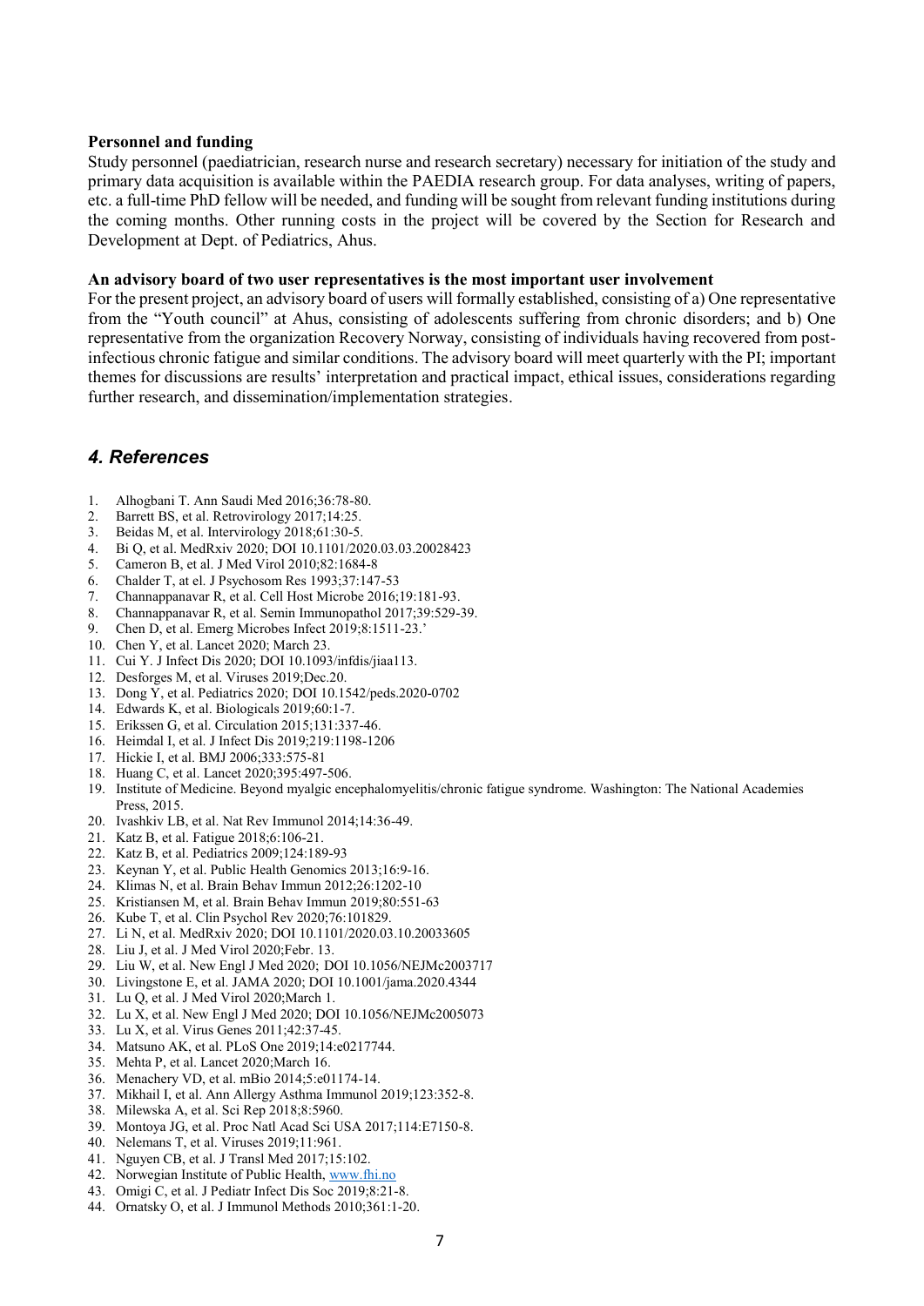**Personnel and funding**

Study personnel (paediatrician, research nurse and research secretary) necessary for initiation of the study and primary data acquisition is available within the PAEDIA research group. For data analyses, writing of papers, etc. a full-time PhD fellow will be needed, and funding will be sought from relevant funding institutions during the coming months. Other running costs in the project will be covered by the Section for Research and Development at Dept. of Pediatrics, Ahus.

**An advisory board of two user representatives is the most important user involvement**

For the present project, an advisory board of users will formally established, consisting of a) One representative from the "Youth council" at Ahus, consisting of adolescents suffering from chronic disorders; and b) One representative from the organization Recovery Norway, consisting of individuals having recovered from post-infectious chronic fatigue and similar conditions. The advisory board will meet quarterly with the PI; important themes for discussions are results' interpretation and practical impact, ethical issues, considerations regarding further research, and dissemination/implementation strategies.

## *4. References*

1. Alhogbani T. Ann Saudi Med 2016;36:78-80.
2. Barrett BS, et al. Retrovirology 2017;14:25.
3. Beidas M, et al. Intervirology 2018;61:30-5.
4. Bi Q, et al. MedRxiv 2020; DOI 10.1101/2020.03.03.20028423
5. Cameron B, et al. J Med Virol 2010;82:1684-8
6. Chalder T, at el. J Psychosom Res 1993;37:147-53
7. Channappanavar R, et al. Cell Host Microbe 2016;19:181-93.
8. Channappanavar R, et al. Semin Immunopathol 2017;39:529-39.
9. Chen D, et al. Emerg Microbes Infect 2019;8:1511-23.'
10. Chen Y, et al. Lancet 2020; March 23.
11. Cui Y. J Infect Dis 2020; DOI 10.1093/infdis/jiaa113.
12. Desforges M, et al. Viruses 2019;Dec.20.
13. Dong Y, et al. Pediatrics 2020; DOI 10.1542/peds.2020-0702
14. Edwards K, et al. Biologicals 2019;60:1-7.
15. Erikssen G, et al. Circulation 2015;131:337-46.
16. Heimdal I, et al. J Infect Dis 2019;219:1198-1206
17. Hickie I, et al. BMJ 2006;333:575-81
18. Huang C, et al. Lancet 2020;395:497-506.
19. Institute of Medicine. Beyond myalgic encephalomyelitis/chronic fatigue syndrome. Washington: The National Academies Press, 2015.
20. Ivashkiv LB, et al. Nat Rev Immunol 2014;14:36-49.
21. Katz B, et al. Fatigue 2018;6:106-21.
22. Katz B, et al. Pediatrics 2009;124:189-93
23. Keynan Y, et al. Public Health Genomics 2013;16:9-16.
24. Klimas N, et al. Brain Behav Immun 2012;26:1202-10
25. Kristiansen M, et al. Brain Behav Immun 2019;80:551-63
26. Kube T, et al. Clin Psychol Rev 2020;76:101829.
27. Li N, et al. MedRxiv 2020; DOI 10.1101/2020.03.10.20033605
28. Liu J, et al. J Med Virol 2020;Febr. 13.
29. Liu W, et al. New Engl J Med 2020; DOI 10.1056/NEJMc2003717
30. Livingstone E, et al. JAMA 2020; DOI 10.1001/jama.2020.4344
31. Lu Q, et al. J Med Virol 2020;March 1.
32. Lu X, et al. New Engl J Med 2020; DOI 10.1056/NEJMc2005073
33. Lu X, et al. Virus Genes 2011;42:37-45.
34. Matsuno AK, et al. PLoS One 2019;14:e0217744.
35. Mehta P, et al. Lancet 2020;March 16.
36. Menachery VD, et al. mBio 2014;5:e01174-14.
37. Mikhail I, et al. Ann Allergy Asthma Immunol 2019;123:352-8.
38. Milewska A, et al. Sci Rep 2018;8:5960.
39. Montoya JG, et al. Proc Natl Acad Sci USA 2017;114:E7150-8.
40. Nelemans T, et al. Viruses 2019;11:961.
41. Nguyen CB, et al. J Transl Med 2017;15:102.
42. Norwegian Institute of Public Health, www.fhi.no
43. Omigi C, et al. J Pediatr Infect Dis Soc 2019;8:21-8.
44. Ornatsky O, et al. J Immunol Methods 2010;361:1-20.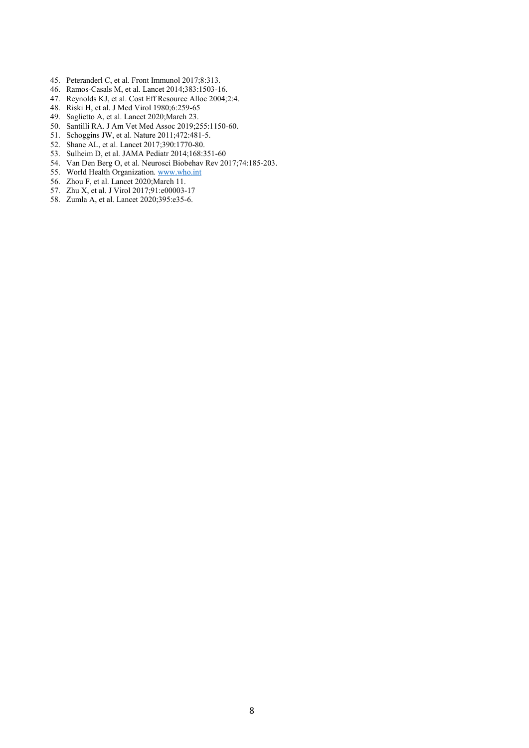45. Peteranderl C, et al. Front Immunol 2017;8:313.
46. Ramos-Casals M, et al. Lancet 2014;383:1503-16.
47. Reynolds KJ, et al. Cost Eff Resource Alloc 2004;2:4.
48. Riski H, et al. J Med Virol 1980;6:259-65
49. Saglietto A, et al. Lancet 2020;March 23.
50. Santilli RA. J Am Vet Med Assoc 2019;255:1150-60.
51. Schoggins JW, et al. Nature 2011;472:481-5.
52. Shane AL, et al. Lancet 2017;390:1770-80.
53. Sulheim D, et al. JAMA Pediatr 2014;168:351-60
54. Van Den Berg O, et al. Neurosci Biobehav Rev 2017;74:185-203.
55. World Health Organization. www.who.int
56. Zhou F, et al. Lancet 2020;March 11.
57. Zhu X, et al. J Virol 2017;91:e00003-17
58. Zumla A, et al. Lancet 2020;395:e35-6.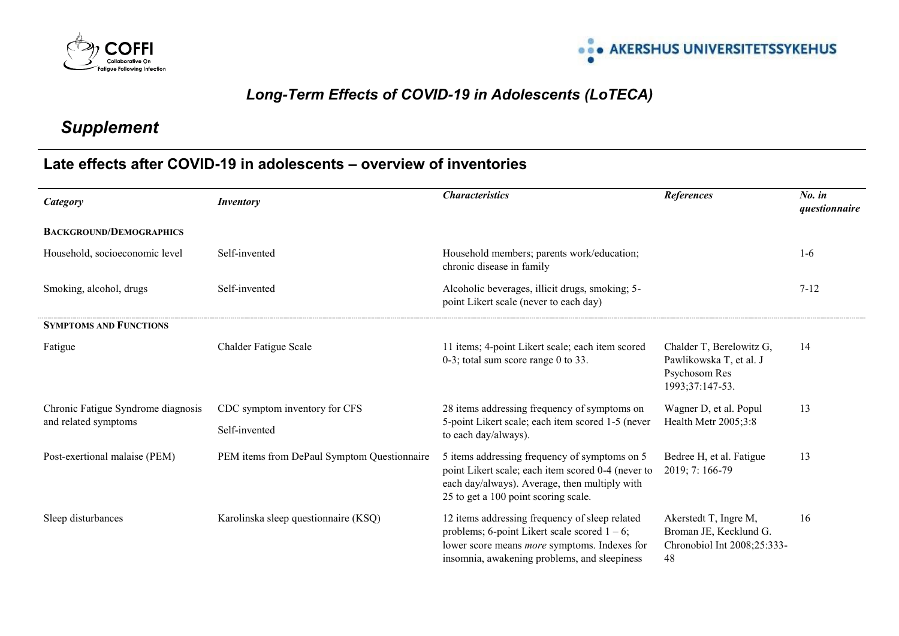## *Long-Term Effects of COVID-19 in Adolescents (LoTECA)*

# *Supplement*

## Late effects after COVID-19 in adolescents – overview of inventories

| *Category* | *Inventory* | *Characteristics* | *References* | *No. in questionnaire* |
|---|---|---|---|---|
| **BACKGROUND/DEMOGRAPHICS** | | | | |
| Household, socioeconomic level | Self-invented | Household members; parents work/education; chronic disease in family | | 1-6 |
| Smoking, alcohol, drugs | Self-invented | Alcoholic beverages, illicit drugs, smoking; 5-point Likert scale (never to each day) | | 7-12 |
| **SYMPTOMS AND FUNCTIONS** | | | | |
| Fatigue | Chalder Fatigue Scale | 11 items; 4-point Likert scale; each item scored 0-3; total sum score range 0 to 33. | Chalder T, Berelowitz G, Pawlikowska T, et al. J Psychosom Res 1993;37:147-53. | 14 |
| Chronic Fatigue Syndrome diagnosis and related symptoms | CDC symptom inventory for CFS<br>Self-invented | 28 items addressing frequency of symptoms on 5-point Likert scale; each item scored 1-5 (never to each day/always). | Wagner D, et al. Popul Health Metr 2005;3:8 | 13 |
| Post-exertional malaise (PEM) | PEM items from DePaul Symptom Questionnaire | 5 items addressing frequency of symptoms on 5 point Likert scale; each item scored 0-4 (never to each day/always). Average, then multiply with 25 to get a 100 point scoring scale. | Bedree H, et al. Fatigue 2019; 7: 166-79 | 13 |
| Sleep disturbances | Karolinska sleep questionnaire (KSQ) | 12 items addressing frequency of sleep related problems; 6-point Likert scale scored 1 – 6; lower score means *more* symptoms. Indexes for insomnia, awakening problems, and sleepiness | Akerstedt T, Ingre M, Broman JE, Kecklund G. Chronobiol Int 2008;25:333-48 | 16 |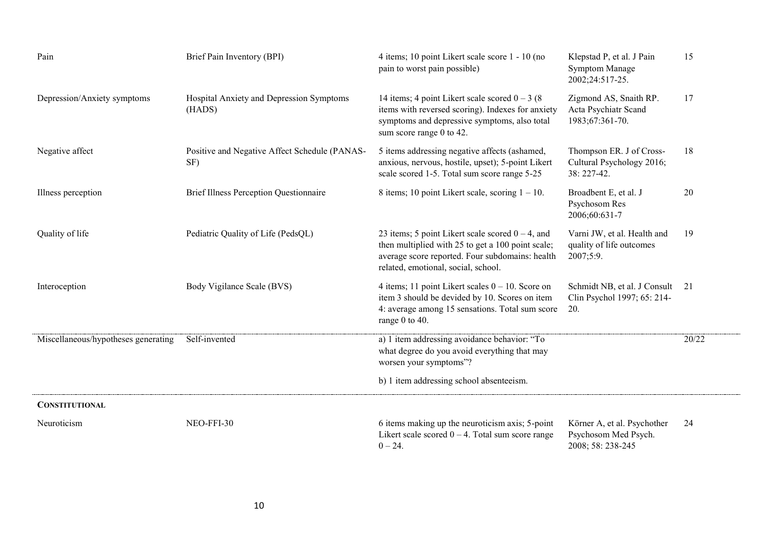| | | | | |
|---|---|---|---|---|
| Pain | Brief Pain Inventory (BPI) | 4 items; 10 point Likert scale score 1 - 10 (no pain to worst pain possible) | Klepstad P, et al. J Pain Symptom Manage 2002;24:517-25. | 15 |
| Depression/Anxiety symptoms | Hospital Anxiety and Depression Symptoms (HADS) | 14 items; 4 point Likert scale scored 0 – 3 (8 items with reversed scoring). Indexes for anxiety symptoms and depressive symptoms, also total sum score range 0 to 42. | Zigmond AS, Snaith RP. Acta Psychiatr Scand 1983;67:361-70. | 17 |
| Negative affect | Positive and Negative Affect Schedule (PANAS-SF) | 5 items addressing negative affects (ashamed, anxious, nervous, hostile, upset); 5-point Likert scale scored 1-5. Total sum score range 5-25 | Thompson ER. J of Cross-Cultural Psychology 2016; 38: 227-42. | 18 |
| Illness perception | Brief Illness Perception Questionnaire | 8 items; 10 point Likert scale, scoring 1 – 10. | Broadbent E, et al. J Psychosom Res 2006;60:631-7 | 20 |
| Quality of life | Pediatric Quality of Life (PedsQL) | 23 items; 5 point Likert scale scored 0 – 4, and then multiplied with 25 to get a 100 point scale; average score reported. Four subdomains: health related, emotional, social, school. | Varni JW, et al. Health and quality of life outcomes 2007;5:9. | 19 |
| Interoception | Body Vigilance Scale (BVS) | 4 items; 11 point Likert scales 0 – 10. Score on item 3 should be devided by 10. Scores on item 4: average among 15 sensations. Total sum score range 0 to 40. | Schmidt NB, et al. J Consult Clin Psychol 1997; 65: 214-20. | 21 |
| Miscellaneous/hypotheses generating | Self-invented | a) 1 item addressing avoidance behavior: "To what degree do you avoid everything that may worsen your symptoms"?<br><br>b) 1 item addressing school absenteeism. | | 20/22 |
| **CONSTITUTIONAL** | | | | |
| Neuroticism | NEO-FFI-30 | 6 items making up the neuroticism axis; 5-point Likert scale scored 0 – 4. Total sum score range 0 – 24. | Körner A, et al. Psychother Psychosom Med Psych. 2008; 58: 238-245 | 24 |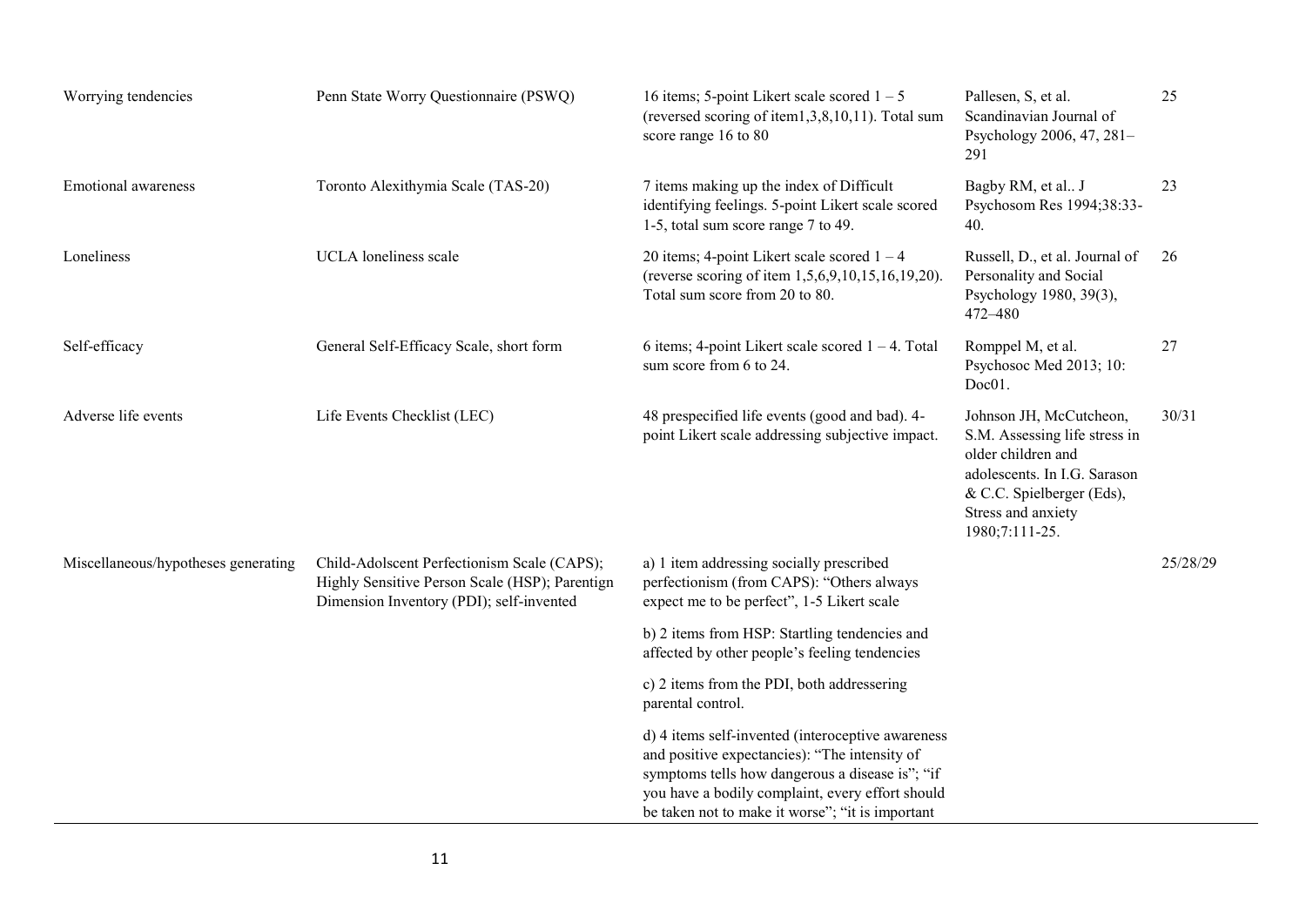| | | | | |
|---|---|---|---|---|
| Worrying tendencies | Penn State Worry Questionnaire (PSWQ) | 16 items; 5-point Likert scale scored 1 – 5 (reversed scoring of item1,3,8,10,11). Total sum score range 16 to 80 | Pallesen, S, et al. Scandinavian Journal of Psychology 2006, 47, 281–291 | 25 |
| Emotional awareness | Toronto Alexithymia Scale (TAS-20) | 7 items making up the index of Difficult identifying feelings. 5-point Likert scale scored 1-5, total sum score range 7 to 49. | Bagby RM, et al.. J Psychosom Res 1994;38:33-40. | 23 |
| Loneliness | UCLA loneliness scale | 20 items; 4-point Likert scale scored 1 – 4 (reverse scoring of item 1,5,6,9,10,15,16,19,20). Total sum score from 20 to 80. | Russell, D., et al. Journal of Personality and Social Psychology 1980, 39(3), 472–480 | 26 |
| Self-efficacy | General Self-Efficacy Scale, short form | 6 items; 4-point Likert scale scored 1 – 4. Total sum score from 6 to 24. | Romppel M, et al. Psychosoc Med 2013; 10: Doc01. | 27 |
| Adverse life events | Life Events Checklist (LEC) | 48 prespecified life events (good and bad). 4-point Likert scale addressing subjective impact. | Johnson JH, McCutcheon, S.M. Assessing life stress in older children and adolescents. In I.G. Sarason & C.C. Spielberger (Eds), Stress and anxiety 1980;7:111-25. | 30/31 |
| Miscellaneous/hypotheses generating | Child-Adolscent Perfectionism Scale (CAPS); Highly Sensitive Person Scale (HSP); Parentign Dimension Inventory (PDI); self-invented | a) 1 item addressing socially prescribed perfectionism (from CAPS): "Others always expect me to be perfect", 1-5 Likert scale | | 25/28/29 |
| | | b) 2 items from HSP: Startling tendencies and affected by other people's feeling tendencies | | |
| | | c) 2 items from the PDI, both addressering parental control. | | |
| | | d) 4 items self-invented (interoceptive awareness and positive expectancies): "The intensity of symptoms tells how dangerous a disease is"; "if you have a bodily complaint, every effort should be taken not to make it worse"; "it is important | | |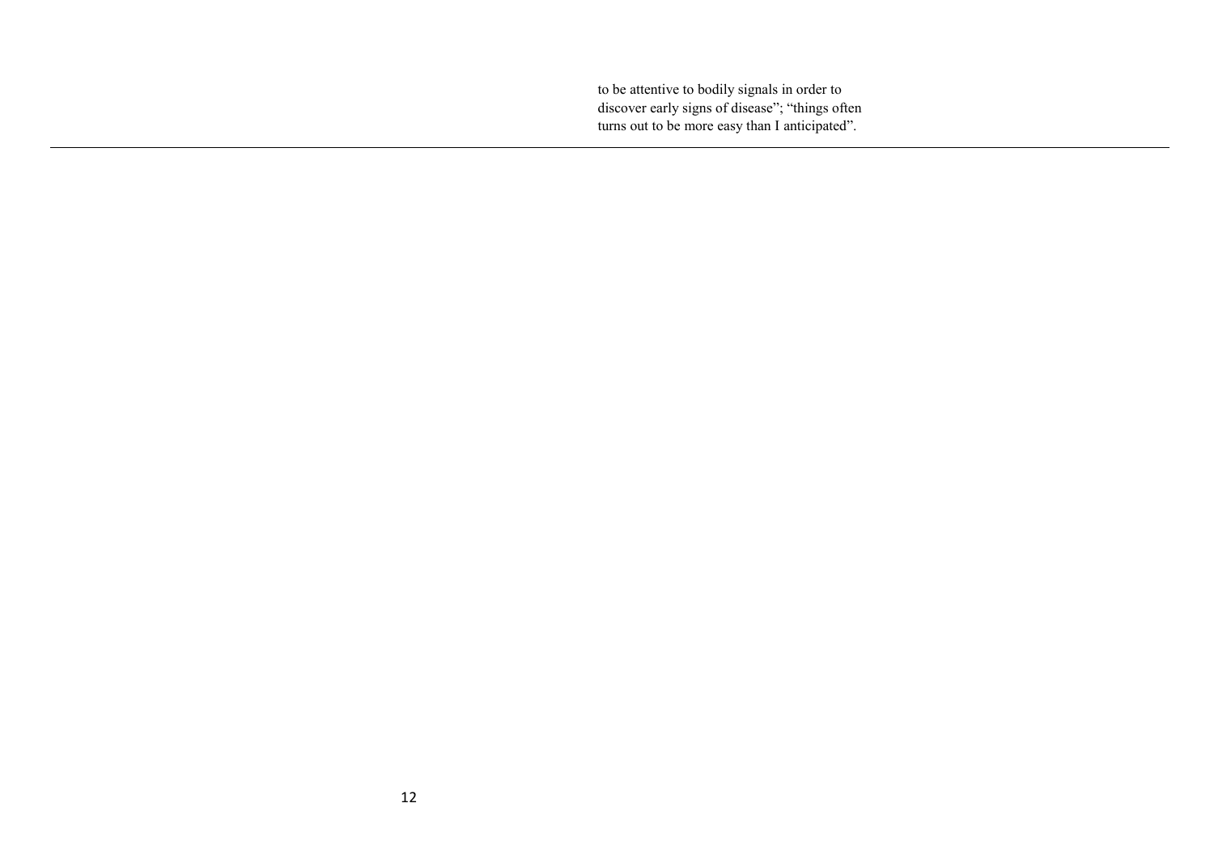to be attentive to bodily signals in order to discover early signs of disease"; "things often turns out to be more easy than I anticipated".